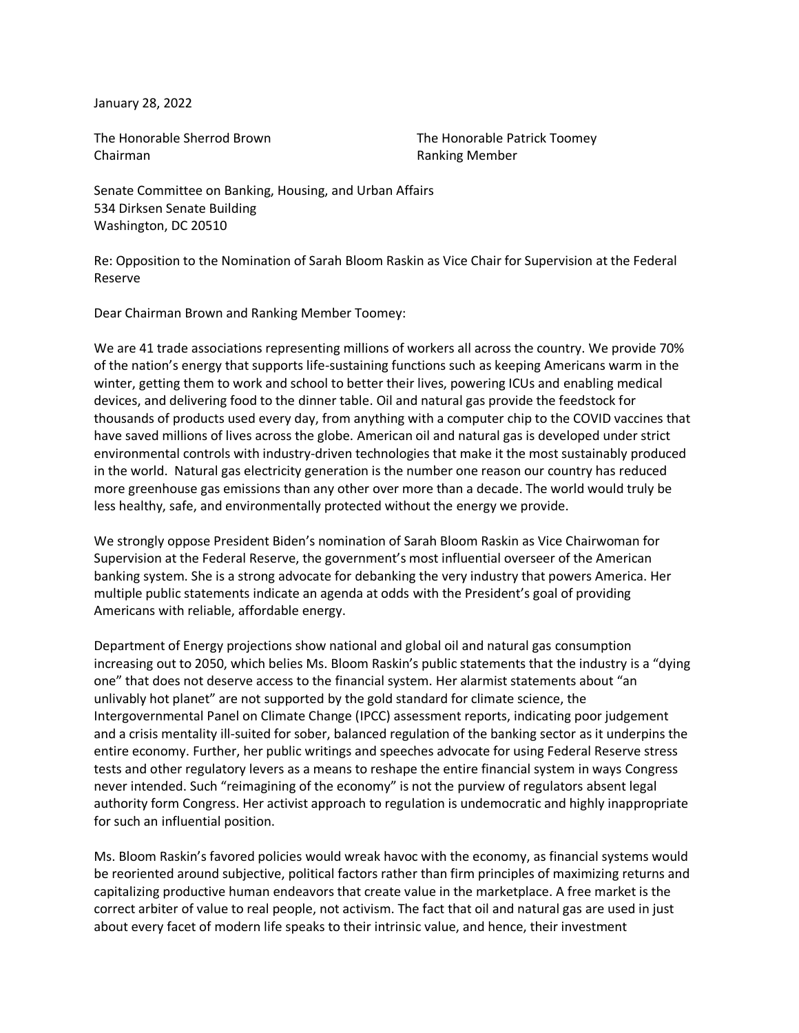January 28, 2022

The Honorable Sherrod Brown
Chairman

The Honorable Patrick Toomey
Ranking Member

Senate Committee on Banking, Housing, and Urban Affairs
534 Dirksen Senate Building
Washington, DC 20510

Re: Opposition to the Nomination of Sarah Bloom Raskin as Vice Chair for Supervision at the Federal Reserve

Dear Chairman Brown and Ranking Member Toomey:

We are 41 trade associations representing millions of workers all across the country. We provide 70% of the nation's energy that supports life-sustaining functions such as keeping Americans warm in the winter, getting them to work and school to better their lives, powering ICUs and enabling medical devices, and delivering food to the dinner table. Oil and natural gas provide the feedstock for thousands of products used every day, from anything with a computer chip to the COVID vaccines that have saved millions of lives across the globe. American oil and natural gas is developed under strict environmental controls with industry-driven technologies that make it the most sustainably produced in the world. Natural gas electricity generation is the number one reason our country has reduced more greenhouse gas emissions than any other over more than a decade. The world would truly be less healthy, safe, and environmentally protected without the energy we provide.

We strongly oppose President Biden's nomination of Sarah Bloom Raskin as Vice Chairwoman for Supervision at the Federal Reserve, the government's most influential overseer of the American banking system. She is a strong advocate for debanking the very industry that powers America. Her multiple public statements indicate an agenda at odds with the President's goal of providing Americans with reliable, affordable energy.

Department of Energy projections show national and global oil and natural gas consumption increasing out to 2050, which belies Ms. Bloom Raskin's public statements that the industry is a "dying one" that does not deserve access to the financial system. Her alarmist statements about "an unlivably hot planet" are not supported by the gold standard for climate science, the Intergovernmental Panel on Climate Change (IPCC) assessment reports, indicating poor judgement and a crisis mentality ill-suited for sober, balanced regulation of the banking sector as it underpins the entire economy. Further, her public writings and speeches advocate for using Federal Reserve stress tests and other regulatory levers as a means to reshape the entire financial system in ways Congress never intended. Such "reimagining of the economy" is not the purview of regulators absent legal authority form Congress. Her activist approach to regulation is undemocratic and highly inappropriate for such an influential position.

Ms. Bloom Raskin's favored policies would wreak havoc with the economy, as financial systems would be reoriented around subjective, political factors rather than firm principles of maximizing returns and capitalizing productive human endeavors that create value in the marketplace. A free market is the correct arbiter of value to real people, not activism. The fact that oil and natural gas are used in just about every facet of modern life speaks to their intrinsic value, and hence, their investment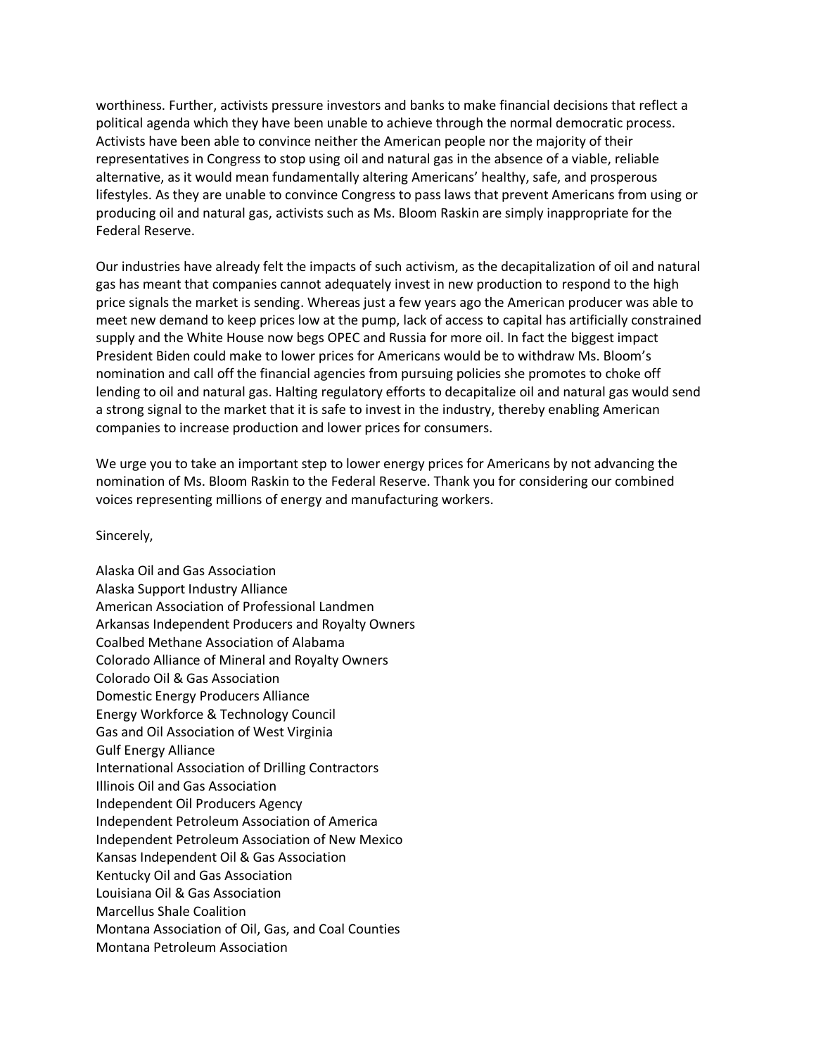worthiness. Further, activists pressure investors and banks to make financial decisions that reflect a political agenda which they have been unable to achieve through the normal democratic process. Activists have been able to convince neither the American people nor the majority of their representatives in Congress to stop using oil and natural gas in the absence of a viable, reliable alternative, as it would mean fundamentally altering Americans' healthy, safe, and prosperous lifestyles. As they are unable to convince Congress to pass laws that prevent Americans from using or producing oil and natural gas, activists such as Ms. Bloom Raskin are simply inappropriate for the Federal Reserve.

Our industries have already felt the impacts of such activism, as the decapitalization of oil and natural gas has meant that companies cannot adequately invest in new production to respond to the high price signals the market is sending. Whereas just a few years ago the American producer was able to meet new demand to keep prices low at the pump, lack of access to capital has artificially constrained supply and the White House now begs OPEC and Russia for more oil. In fact the biggest impact President Biden could make to lower prices for Americans would be to withdraw Ms. Bloom's nomination and call off the financial agencies from pursuing policies she promotes to choke off lending to oil and natural gas. Halting regulatory efforts to decapitalize oil and natural gas would send a strong signal to the market that it is safe to invest in the industry, thereby enabling American companies to increase production and lower prices for consumers.

We urge you to take an important step to lower energy prices for Americans by not advancing the nomination of Ms. Bloom Raskin to the Federal Reserve. Thank you for considering our combined voices representing millions of energy and manufacturing workers.

Sincerely,

Alaska Oil and Gas Association
Alaska Support Industry Alliance
American Association of Professional Landmen
Arkansas Independent Producers and Royalty Owners
Coalbed Methane Association of Alabama
Colorado Alliance of Mineral and Royalty Owners
Colorado Oil & Gas Association
Domestic Energy Producers Alliance
Energy Workforce & Technology Council
Gas and Oil Association of West Virginia
Gulf Energy Alliance
International Association of Drilling Contractors
Illinois Oil and Gas Association
Independent Oil Producers Agency
Independent Petroleum Association of America
Independent Petroleum Association of New Mexico
Kansas Independent Oil & Gas Association
Kentucky Oil and Gas Association
Louisiana Oil & Gas Association
Marcellus Shale Coalition
Montana Association of Oil, Gas, and Coal Counties
Montana Petroleum Association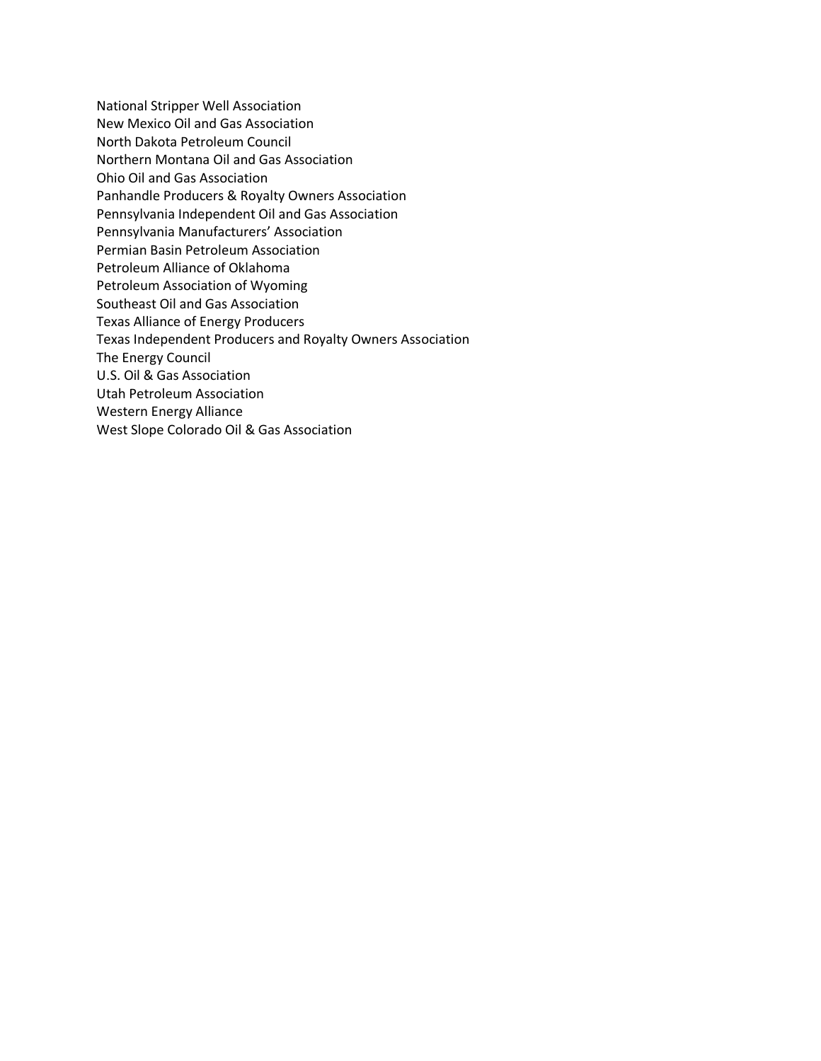National Stripper Well Association
New Mexico Oil and Gas Association
North Dakota Petroleum Council
Northern Montana Oil and Gas Association
Ohio Oil and Gas Association
Panhandle Producers & Royalty Owners Association
Pennsylvania Independent Oil and Gas Association
Pennsylvania Manufacturers' Association
Permian Basin Petroleum Association
Petroleum Alliance of Oklahoma
Petroleum Association of Wyoming
Southeast Oil and Gas Association
Texas Alliance of Energy Producers
Texas Independent Producers and Royalty Owners Association
The Energy Council
U.S. Oil & Gas Association
Utah Petroleum Association
Western Energy Alliance
West Slope Colorado Oil & Gas Association